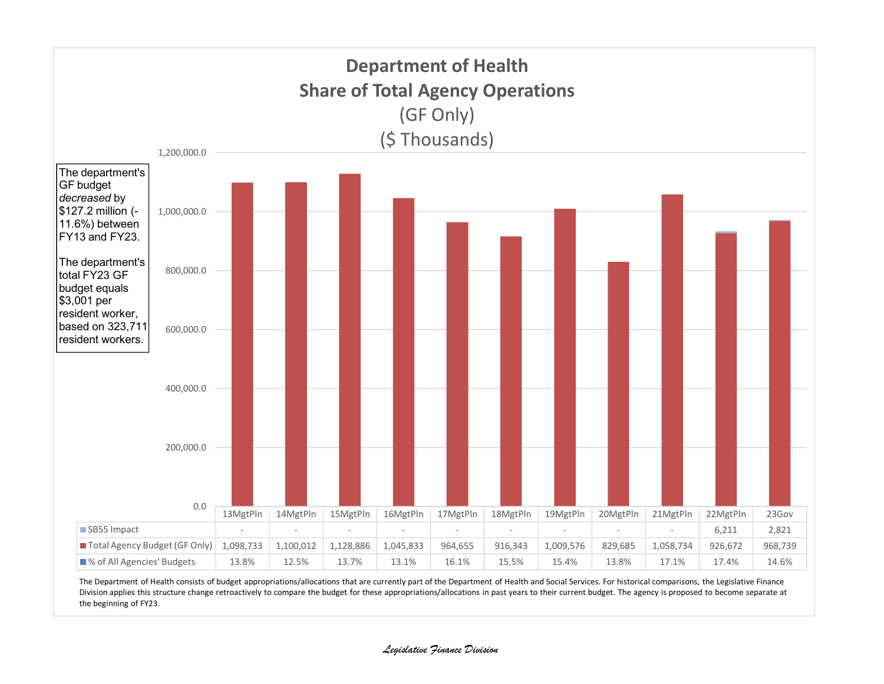# Department of Health

## Share of Total Agency Operations

(GF Only)

($ Thousands)

The department's GF budget *decreased* by $127.2 million (-11.6%) between FY13 and FY23.

The department's total FY23 GF budget equals $3,001 per resident worker, based on 323,711 resident workers.

| | 13MgtPln | 14MgtPln | 15MgtPln | 16MgtPln | 17MgtPln | 18MgtPln | 19MgtPln | 20MgtPln | 21MgtPln | 22MgtPln | 23Gov |
|---|---|---|---|---|---|---|---|---|---|---|---|
| SB55 Impact | - | - | - | - | - | - | - | - | - | 6,211 | 2,821 |
| Total Agency Budget (GF Only) | 1,098,733 | 1,100,012 | 1,128,886 | 1,045,833 | 964,655 | 916,343 | 1,009,576 | 829,685 | 1,058,734 | 926,672 | 968,739 |
| % of All Agencies' Budgets | 13.8% | 12.5% | 13.7% | 13.1% | 16.1% | 15.5% | 15.4% | 13.8% | 17.1% | 17.4% | 14.6% |

The Department of Health consists of budget appropriations/allocations that are currently part of the Department of Health and Social Services. For historical comparisons, the Legislative Finance Division applies this structure change retroactively to compare the budget for these appropriations/allocations in past years to their current budget. The agency is proposed to become separate at the beginning of FY23.

*Legislative Finance Division*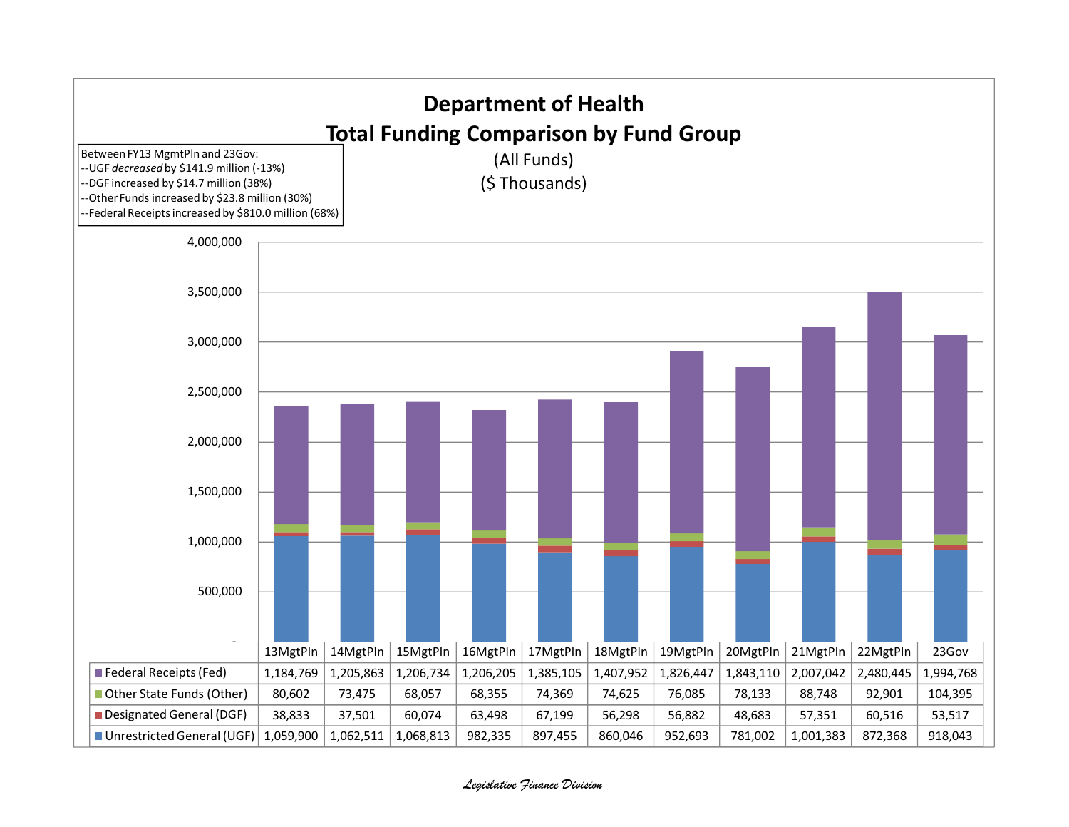# Department of Health

## Total Funding Comparison by Fund Group

(All Funds)

($ Thousands)

Between FY13 MgmtPln and 23Gov:
--UGF *decreased* by $141.9 million (-13%)
--DGF increased by $14.7 million (38%)
--Other Funds increased by $23.8 million (30%)
--Federal Receipts increased by $810.0 million (68%)

| | 13MgtPln | 14MgtPln | 15MgtPln | 16MgtPln | 17MgtPln | 18MgtPln | 19MgtPln | 20MgtPln | 21MgtPln | 22MgtPln | 23Gov |
|---|---|---|---|---|---|---|---|---|---|---|---|
| Federal Receipts (Fed) | 1,184,769 | 1,205,863 | 1,206,734 | 1,206,205 | 1,385,105 | 1,407,952 | 1,826,447 | 1,843,110 | 2,007,042 | 2,480,445 | 1,994,768 |
| Other State Funds (Other) | 80,602 | 73,475 | 68,057 | 68,355 | 74,369 | 74,625 | 76,085 | 78,133 | 88,748 | 92,901 | 104,395 |
| Designated General (DGF) | 38,833 | 37,501 | 60,074 | 63,498 | 67,199 | 56,298 | 56,882 | 48,683 | 57,351 | 60,516 | 53,517 |
| Unrestricted General (UGF) | 1,059,900 | 1,062,511 | 1,068,813 | 982,335 | 897,455 | 860,046 | 952,693 | 781,002 | 1,001,383 | 872,368 | 918,043 |

*Legislative Finance Division*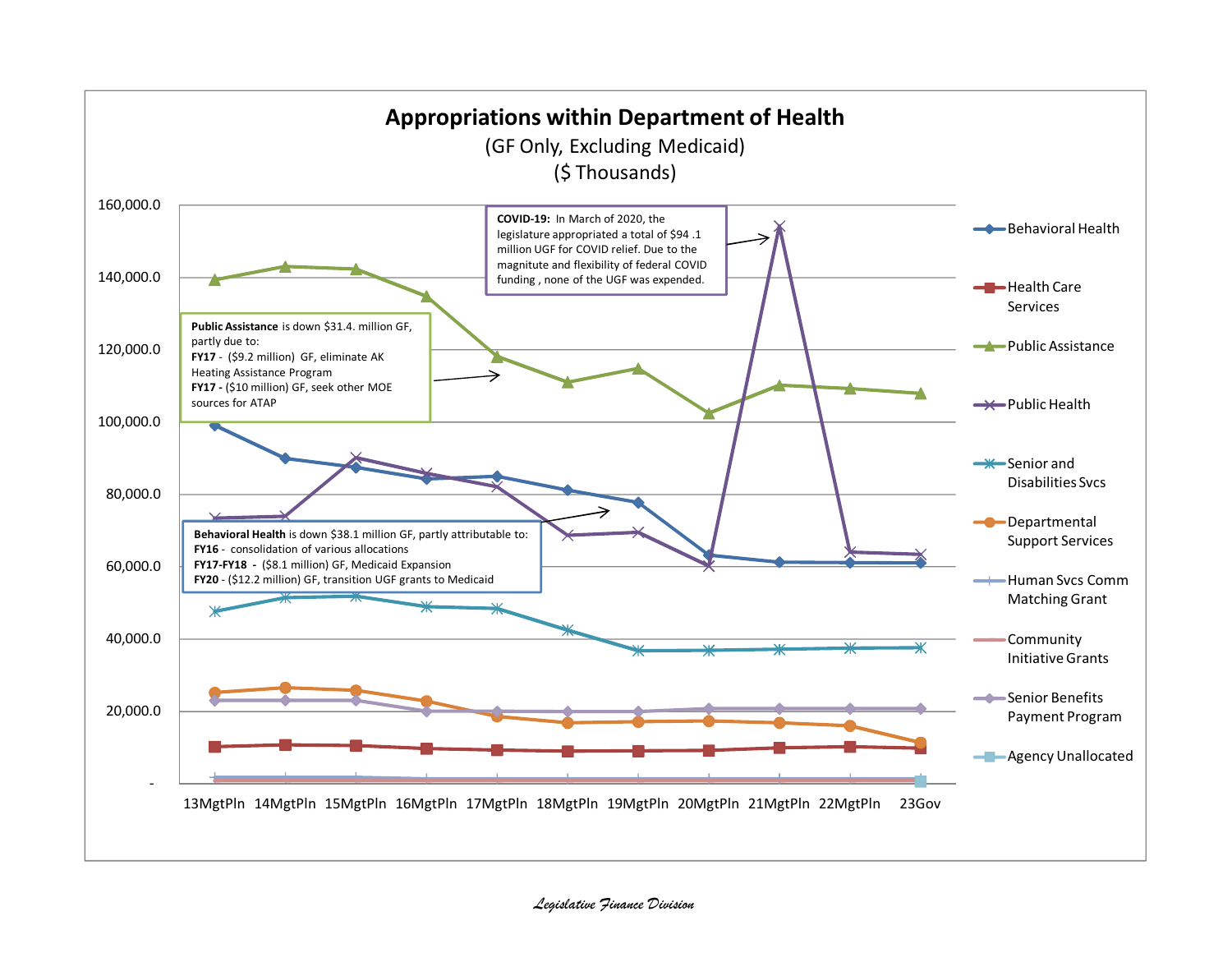# Appropriations within Department of Health

(GF Only, Excluding Medicaid)

($ Thousands)

**COVID-19:** In March of 2020, the legislature appropriated a total of $94 .1 million UGF for COVID relief. Due to the magnitute and flexibility of federal COVID funding , none of the UGF was expended.

**Public Assistance** is down $31.4. million GF, partly due to:
**FY17** - ($9.2 million) GF, eliminate AK Heating Assistance Program
**FY17 -** ($10 million) GF, seek other MOE sources for ATAP

**Behavioral Health** is down $38.1 million GF, partly attributable to:
**FY16** - consolidation of various allocations
**FY17-FY18** - ($8.1 million) GF, Medicaid Expansion
**FY20** - ($12.2 million) GF, transition UGF grants to Medicaid

Y-axis: -, 20,000.0, 40,000.0, 60,000.0, 80,000.0, 100,000.0, 120,000.0, 140,000.0, 160,000.0

X-axis: 13MgtPln, 14MgtPln, 15MgtPln, 16MgtPln, 17MgtPln, 18MgtPln, 19MgtPln, 20MgtPln, 21MgtPln, 22MgtPln, 23Gov

Legend:
- Behavioral Health
- Health Care Services
- Public Assistance
- Public Health
- Senior and Disabilities Svcs
- Departmental Support Services
- Human Svcs Comm Matching Grant
- Community Initiative Grants
- Senior Benefits Payment Program
- Agency Unallocated

*Legislative Finance Division*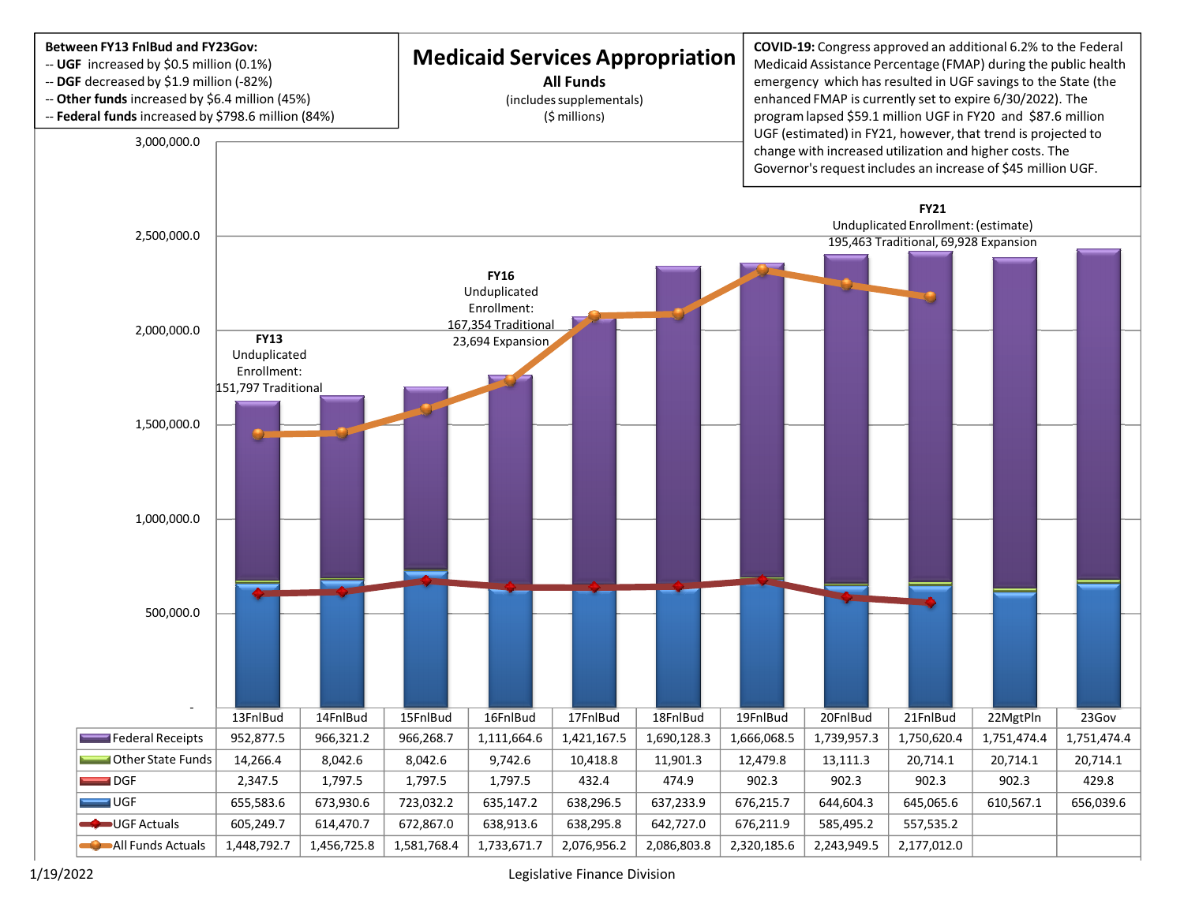**Between FY13 FnlBud and FY23Gov:**
- **UGF** increased by $0.5 million (0.1%)
- **DGF** decreased by $1.9 million (-82%)
- **Other funds** increased by $6.4 million (45%)
- **Federal funds** increased by $798.6 million (84%)

# Medicaid Services Appropriation

**All Funds**

(includes supplementals)

($ millions)

**COVID-19:** Congress approved an additional 6.2% to the Federal Medicaid Assistance Percentage (FMAP) during the public health emergency which has resulted in UGF savings to the State (the enhanced FMAP is currently set to expire 6/30/2022). The program lapsed $59.1 million UGF in FY20 and $87.6 million UGF (estimated) in FY21, however, that trend is projected to change with increased utilization and higher costs. The Governor's request includes an increase of $45 million UGF.

3,000,000.0

2,500,000.0

2,000,000.0

1,500,000.0

1,000,000.0

500,000.0

-

**FY13**
Unduplicated Enrollment:
151,797 Traditional

**FY16**
Unduplicated Enrollment:
167,354 Traditional
23,694 Expansion

**FY21**
Unduplicated Enrollment: (estimate)
195,463 Traditional, 69,928 Expansion

| | 13FnlBud | 14FnlBud | 15FnlBud | 16FnlBud | 17FnlBud | 18FnlBud | 19FnlBud | 20FnlBud | 21FnlBud | 22MgtPln | 23Gov |
|---|---|---|---|---|---|---|---|---|---|---|---|
| Federal Receipts | 952,877.5 | 966,321.2 | 966,268.7 | 1,111,664.6 | 1,421,167.5 | 1,690,128.3 | 1,666,068.5 | 1,739,957.3 | 1,750,620.4 | 1,751,474.4 | 1,751,474.4 |
| Other State Funds | 14,266.4 | 8,042.6 | 8,042.6 | 9,742.6 | 10,418.8 | 11,901.3 | 12,479.8 | 13,111.3 | 20,714.1 | 20,714.1 | 20,714.1 |
| DGF | 2,347.5 | 1,797.5 | 1,797.5 | 1,797.5 | 432.4 | 474.9 | 902.3 | 902.3 | 902.3 | 902.3 | 429.8 |
| UGF | 655,583.6 | 673,930.6 | 723,032.2 | 635,147.2 | 638,296.5 | 637,233.9 | 676,215.7 | 644,604.3 | 645,065.6 | 610,567.1 | 656,039.6 |
| UGF Actuals | 605,249.7 | 614,470.7 | 672,867.0 | 638,913.6 | 638,295.8 | 642,727.0 | 676,211.9 | 585,495.2 | 557,535.2 | | |
| All Funds Actuals | 1,448,792.7 | 1,456,725.8 | 1,581,768.4 | 1,733,671.7 | 2,076,956.2 | 2,086,803.8 | 2,320,185.6 | 2,243,949.5 | 2,177,012.0 | | |

1/19/2022

Legislative Finance Division